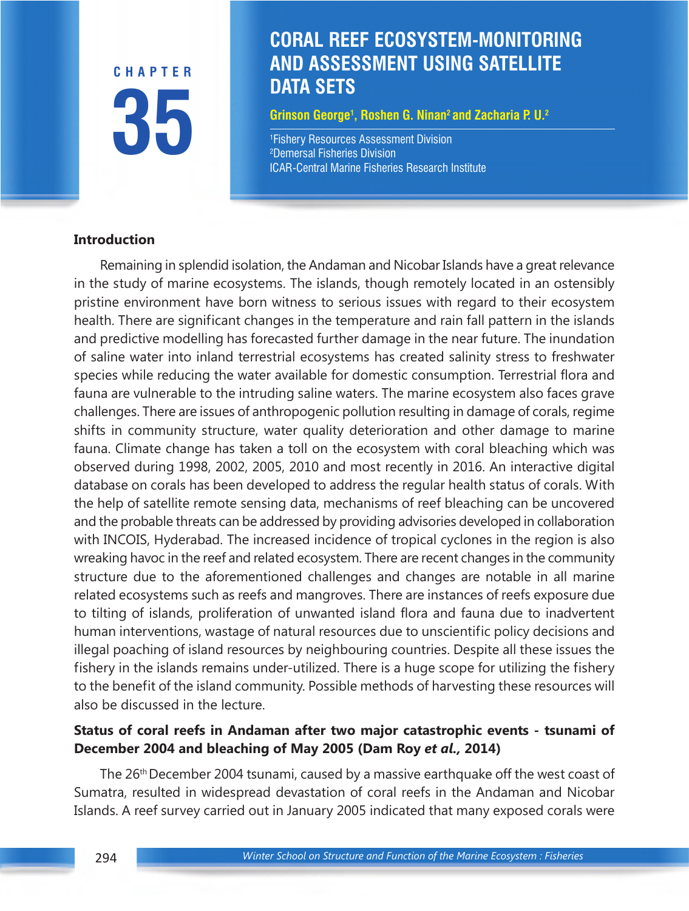CHAPTER 35

# CORAL REEF ECOSYSTEM-MONITORING AND ASSESSMENT USING SATELLITE DATA SETS

**Grinson George[1], Roshen G. Ninan[2] and Zacharia P. U.[2]**

[1]Fishery Resources Assessment Division
[2]Demersal Fisheries Division
ICAR-Central Marine Fisheries Research Institute

## Introduction

Remaining in splendid isolation, the Andaman and Nicobar Islands have a great relevance in the study of marine ecosystems. The islands, though remotely located in an ostensibly pristine environment have born witness to serious issues with regard to their ecosystem health. There are significant changes in the temperature and rain fall pattern in the islands and predictive modelling has forecasted further damage in the near future. The inundation of saline water into inland terrestrial ecosystems has created salinity stress to freshwater species while reducing the water available for domestic consumption. Terrestrial flora and fauna are vulnerable to the intruding saline waters. The marine ecosystem also faces grave challenges. There are issues of anthropogenic pollution resulting in damage of corals, regime shifts in community structure, water quality deterioration and other damage to marine fauna. Climate change has taken a toll on the ecosystem with coral bleaching which was observed during 1998, 2002, 2005, 2010 and most recently in 2016. An interactive digital database on corals has been developed to address the regular health status of corals. With the help of satellite remote sensing data, mechanisms of reef bleaching can be uncovered and the probable threats can be addressed by providing advisories developed in collaboration with INCOIS, Hyderabad. The increased incidence of tropical cyclones in the region is also wreaking havoc in the reef and related ecosystem. There are recent changes in the community structure due to the aforementioned challenges and changes are notable in all marine related ecosystems such as reefs and mangroves. There are instances of reefs exposure due to tilting of islands, proliferation of unwanted island flora and fauna due to inadvertent human interventions, wastage of natural resources due to unscientific policy decisions and illegal poaching of island resources by neighbouring countries. Despite all these issues the fishery in the islands remains under-utilized. There is a huge scope for utilizing the fishery to the benefit of the island community. Possible methods of harvesting these resources will also be discussed in the lecture.

## Status of coral reefs in Andaman after two major catastrophic events - tsunami of December 2004 and bleaching of May 2005 (Dam Roy *et al.,* 2014)

The 26th December 2004 tsunami, caused by a massive earthquake off the west coast of Sumatra, resulted in widespread devastation of coral reefs in the Andaman and Nicobar Islands. A reef survey carried out in January 2005 indicated that many exposed corals were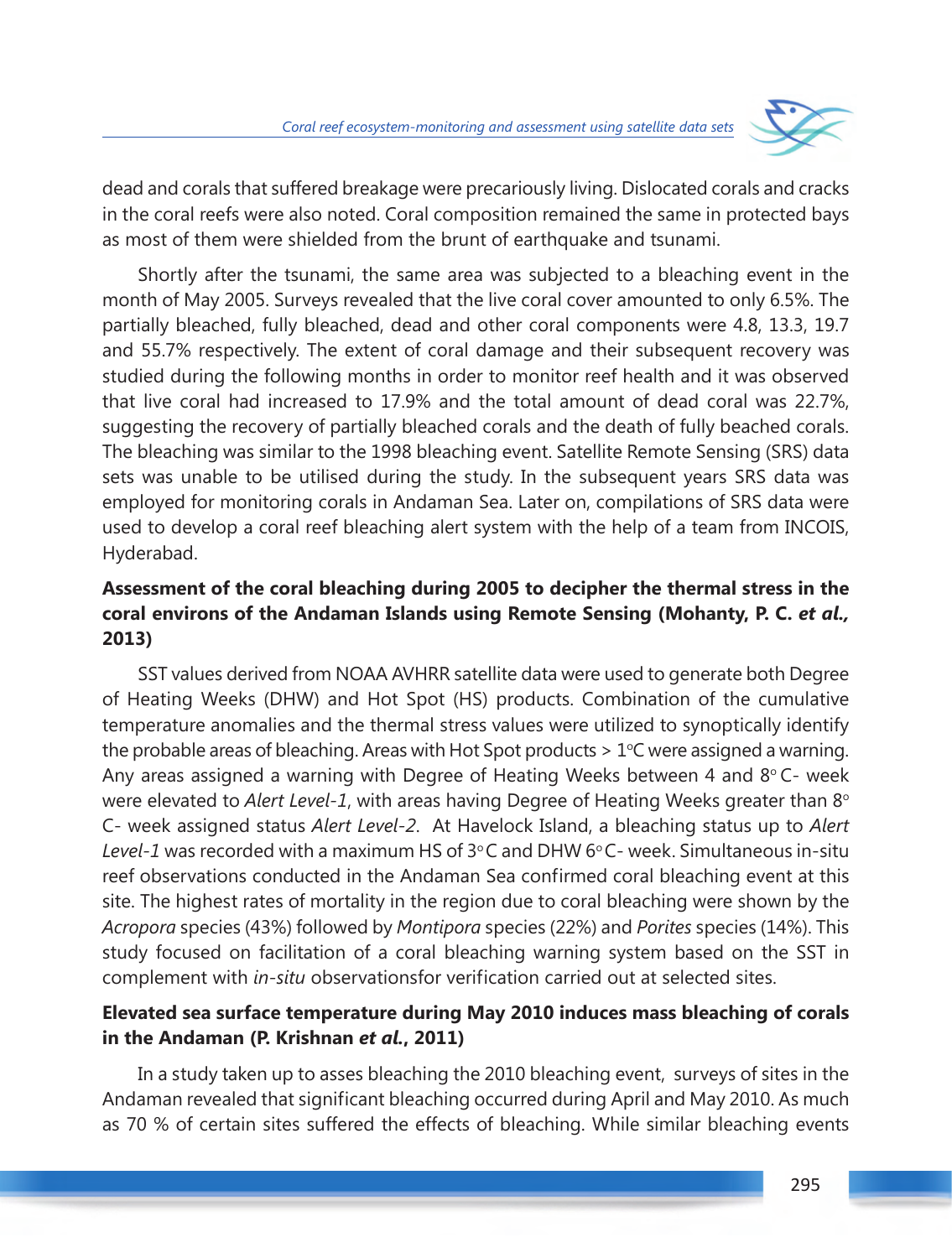dead and corals that suffered breakage were precariously living. Dislocated corals and cracks in the coral reefs were also noted. Coral composition remained the same in protected bays as most of them were shielded from the brunt of earthquake and tsunami.

Shortly after the tsunami, the same area was subjected to a bleaching event in the month of May 2005. Surveys revealed that the live coral cover amounted to only 6.5%. The partially bleached, fully bleached, dead and other coral components were 4.8, 13.3, 19.7 and 55.7% respectively. The extent of coral damage and their subsequent recovery was studied during the following months in order to monitor reef health and it was observed that live coral had increased to 17.9% and the total amount of dead coral was 22.7%, suggesting the recovery of partially bleached corals and the death of fully beached corals. The bleaching was similar to the 1998 bleaching event. Satellite Remote Sensing (SRS) data sets was unable to be utilised during the study. In the subsequent years SRS data was employed for monitoring corals in Andaman Sea. Later on, compilations of SRS data were used to develop a coral reef bleaching alert system with the help of a team from INCOIS, Hyderabad.

### Assessment of the coral bleaching during 2005 to decipher the thermal stress in the coral environs of the Andaman Islands using Remote Sensing (Mohanty, P. C. *et al.,* 2013)

SST values derived from NOAA AVHRR satellite data were used to generate both Degree of Heating Weeks (DHW) and Hot Spot (HS) products. Combination of the cumulative temperature anomalies and the thermal stress values were utilized to synoptically identify the probable areas of bleaching. Areas with Hot Spot products > 1°C were assigned a warning. Any areas assigned a warning with Degree of Heating Weeks between 4 and 8° C- week were elevated to *Alert Level-1*, with areas having Degree of Heating Weeks greater than 8° C- week assigned status *Alert Level-2*. At Havelock Island, a bleaching status up to *Alert Level-1* was recorded with a maximum HS of 3° C and DHW 6° C- week. Simultaneous in-situ reef observations conducted in the Andaman Sea confirmed coral bleaching event at this site. The highest rates of mortality in the region due to coral bleaching were shown by the *Acropora* species (43%) followed by *Montipora* species (22%) and *Porites* species (14%). This study focused on facilitation of a coral bleaching warning system based on the SST in complement with *in-situ* observationsfor verification carried out at selected sites.

### Elevated sea surface temperature during May 2010 induces mass bleaching of corals in the Andaman (P. Krishnan *et al.*, 2011)

In a study taken up to asses bleaching the 2010 bleaching event, surveys of sites in the Andaman revealed that significant bleaching occurred during April and May 2010. As much as 70 % of certain sites suffered the effects of bleaching. While similar bleaching events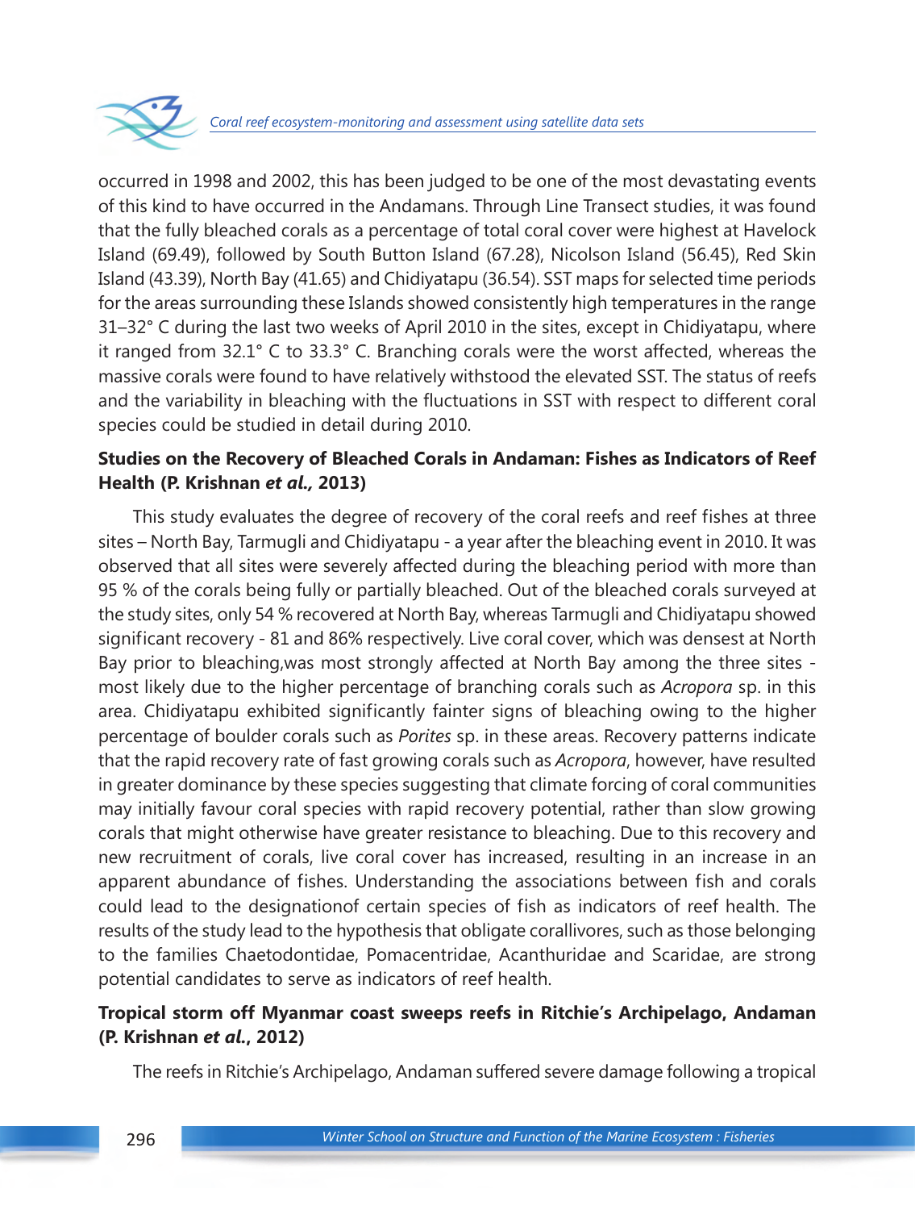occurred in 1998 and 2002, this has been judged to be one of the most devastating events of this kind to have occurred in the Andamans. Through Line Transect studies, it was found that the fully bleached corals as a percentage of total coral cover were highest at Havelock Island (69.49), followed by South Button Island (67.28), Nicolson Island (56.45), Red Skin Island (43.39), North Bay (41.65) and Chidiyatapu (36.54). SST maps for selected time periods for the areas surrounding these Islands showed consistently high temperatures in the range 31–32° C during the last two weeks of April 2010 in the sites, except in Chidiyatapu, where it ranged from 32.1° C to 33.3° C. Branching corals were the worst affected, whereas the massive corals were found to have relatively withstood the elevated SST. The status of reefs and the variability in bleaching with the fluctuations in SST with respect to different coral species could be studied in detail during 2010.

**Studies on the Recovery of Bleached Corals in Andaman: Fishes as Indicators of Reef Health (P. Krishnan *et al.,* 2013)**

This study evaluates the degree of recovery of the coral reefs and reef fishes at three sites – North Bay, Tarmugli and Chidiyatapu - a year after the bleaching event in 2010. It was observed that all sites were severely affected during the bleaching period with more than 95 % of the corals being fully or partially bleached. Out of the bleached corals surveyed at the study sites, only 54 % recovered at North Bay, whereas Tarmugli and Chidiyatapu showed significant recovery - 81 and 86% respectively. Live coral cover, which was densest at North Bay prior to bleaching,was most strongly affected at North Bay among the three sites - most likely due to the higher percentage of branching corals such as *Acropora* sp. in this area. Chidiyatapu exhibited significantly fainter signs of bleaching owing to the higher percentage of boulder corals such as *Porites* sp. in these areas. Recovery patterns indicate that the rapid recovery rate of fast growing corals such as *Acropora*, however, have resulted in greater dominance by these species suggesting that climate forcing of coral communities may initially favour coral species with rapid recovery potential, rather than slow growing corals that might otherwise have greater resistance to bleaching. Due to this recovery and new recruitment of corals, live coral cover has increased, resulting in an increase in an apparent abundance of fishes. Understanding the associations between fish and corals could lead to the designationof certain species of fish as indicators of reef health. The results of the study lead to the hypothesis that obligate corallivores, such as those belonging to the families Chaetodontidae, Pomacentridae, Acanthuridae and Scaridae, are strong potential candidates to serve as indicators of reef health.

**Tropical storm off Myanmar coast sweeps reefs in Ritchie's Archipelago, Andaman (P. Krishnan *et al.*, 2012)**

The reefs in Ritchie's Archipelago, Andaman suffered severe damage following a tropical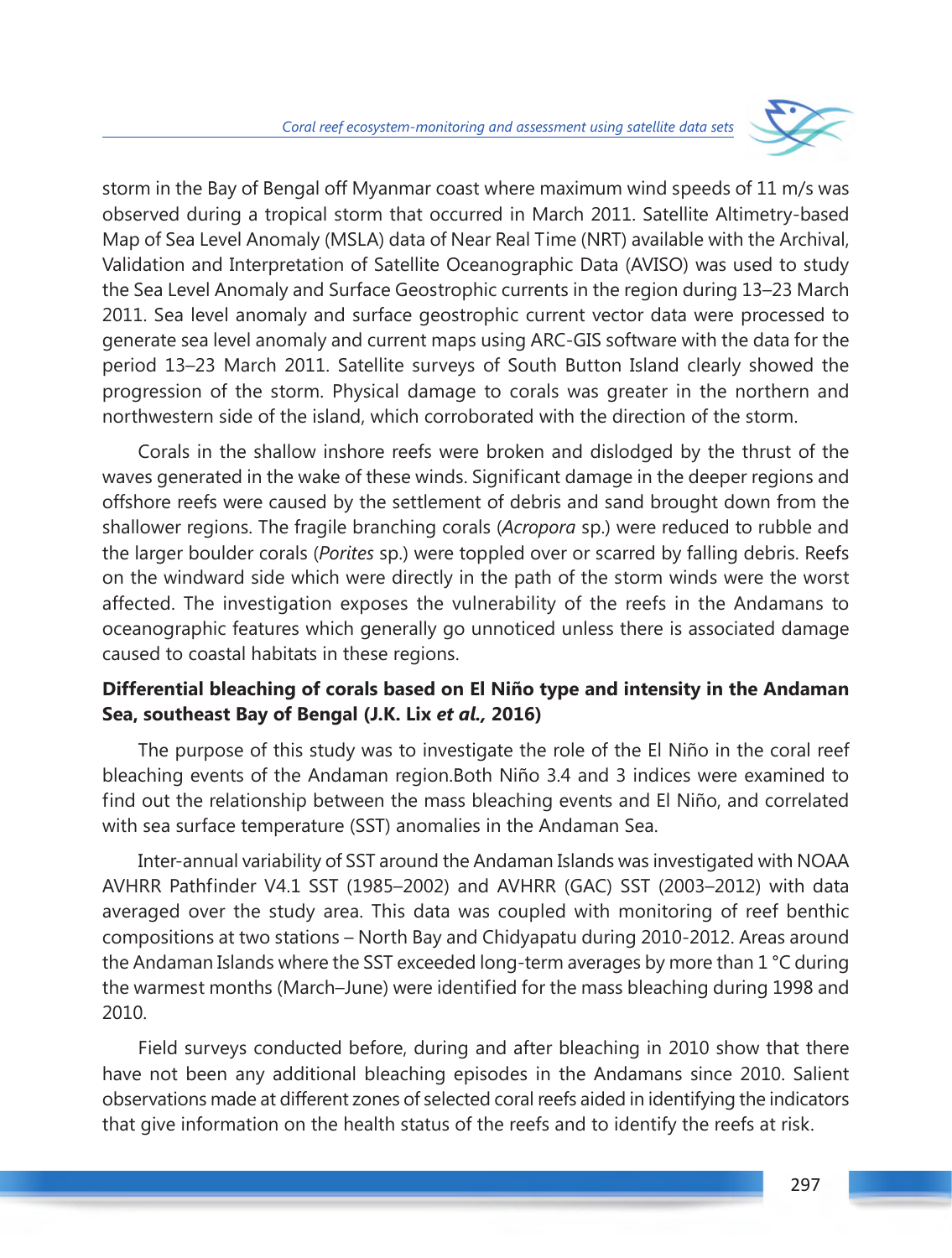storm in the Bay of Bengal off Myanmar coast where maximum wind speeds of 11 m/s was observed during a tropical storm that occurred in March 2011. Satellite Altimetry-based Map of Sea Level Anomaly (MSLA) data of Near Real Time (NRT) available with the Archival, Validation and Interpretation of Satellite Oceanographic Data (AVISO) was used to study the Sea Level Anomaly and Surface Geostrophic currents in the region during 13–23 March 2011. Sea level anomaly and surface geostrophic current vector data were processed to generate sea level anomaly and current maps using ARC-GIS software with the data for the period 13–23 March 2011. Satellite surveys of South Button Island clearly showed the progression of the storm. Physical damage to corals was greater in the northern and northwestern side of the island, which corroborated with the direction of the storm.

Corals in the shallow inshore reefs were broken and dislodged by the thrust of the waves generated in the wake of these winds. Significant damage in the deeper regions and offshore reefs were caused by the settlement of debris and sand brought down from the shallower regions. The fragile branching corals (*Acropora* sp.) were reduced to rubble and the larger boulder corals (*Porites* sp.) were toppled over or scarred by falling debris. Reefs on the windward side which were directly in the path of the storm winds were the worst affected. The investigation exposes the vulnerability of the reefs in the Andamans to oceanographic features which generally go unnoticed unless there is associated damage caused to coastal habitats in these regions.

**Differential bleaching of corals based on El Niño type and intensity in the Andaman Sea, southeast Bay of Bengal (J.K. Lix *et al.,* 2016)**

The purpose of this study was to investigate the role of the El Niño in the coral reef bleaching events of the Andaman region.Both Niño 3.4 and 3 indices were examined to find out the relationship between the mass bleaching events and El Niño, and correlated with sea surface temperature (SST) anomalies in the Andaman Sea.

Inter-annual variability of SST around the Andaman Islands was investigated with NOAA AVHRR Pathfinder V4.1 SST (1985–2002) and AVHRR (GAC) SST (2003–2012) with data averaged over the study area. This data was coupled with monitoring of reef benthic compositions at two stations – North Bay and Chidyapatu during 2010-2012. Areas around the Andaman Islands where the SST exceeded long-term averages by more than 1 °C during the warmest months (March–June) were identified for the mass bleaching during 1998 and 2010.

Field surveys conducted before, during and after bleaching in 2010 show that there have not been any additional bleaching episodes in the Andamans since 2010. Salient observations made at different zones of selected coral reefs aided in identifying the indicators that give information on the health status of the reefs and to identify the reefs at risk.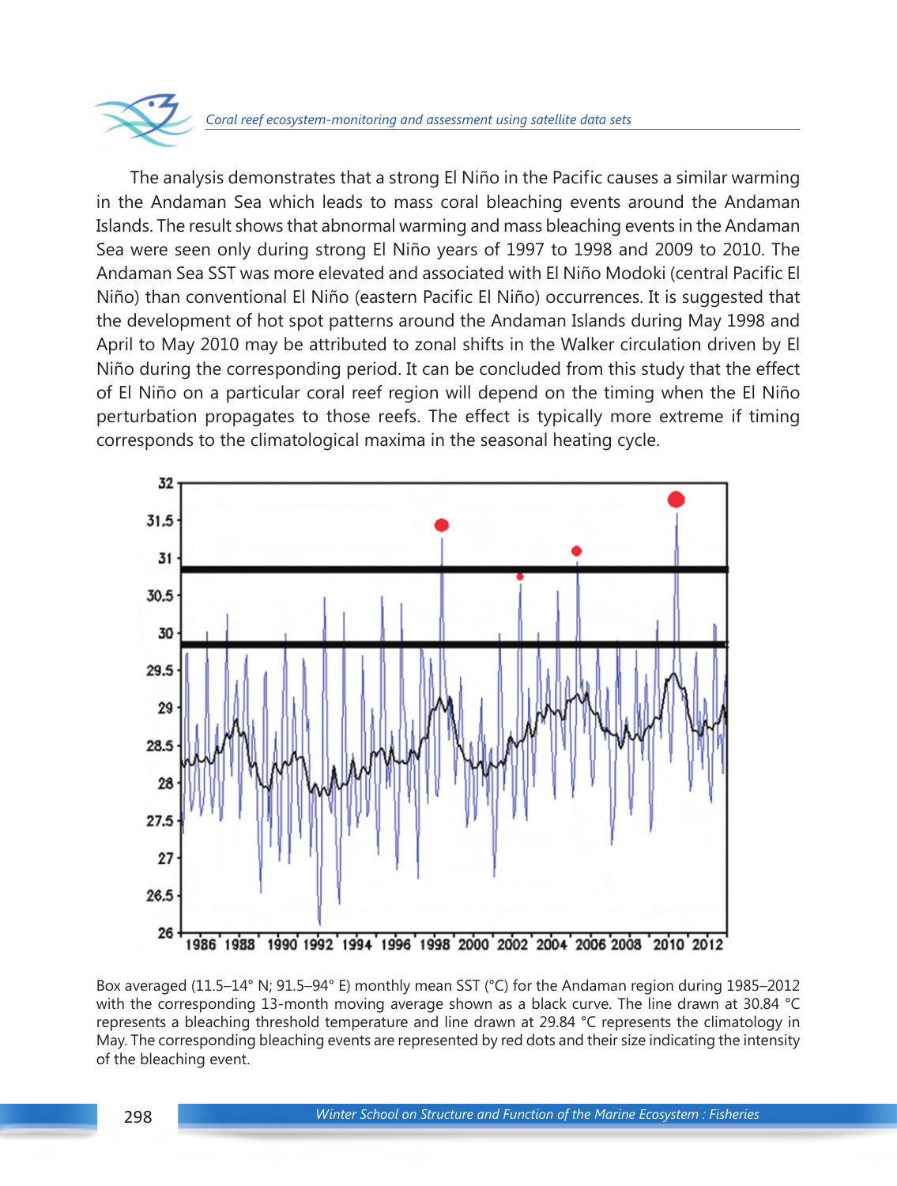The analysis demonstrates that a strong El Niño in the Pacific causes a similar warming in the Andaman Sea which leads to mass coral bleaching events around the Andaman Islands. The result shows that abnormal warming and mass bleaching events in the Andaman Sea were seen only during strong El Niño years of 1997 to 1998 and 2009 to 2010. The Andaman Sea SST was more elevated and associated with El Niño Modoki (central Pacific El Niño) than conventional El Niño (eastern Pacific El Niño) occurrences. It is suggested that the development of hot spot patterns around the Andaman Islands during May 1998 and April to May 2010 may be attributed to zonal shifts in the Walker circulation driven by El Niño during the corresponding period. It can be concluded from this study that the effect of El Niño on a particular coral reef region will depend on the timing when the El Niño perturbation propagates to those reefs. The effect is typically more extreme if timing corresponds to the climatological maxima in the seasonal heating cycle.

Box averaged (11.5–14° N; 91.5–94° E) monthly mean SST (°C) for the Andaman region during 1985–2012 with the corresponding 13-month moving average shown as a black curve. The line drawn at 30.84 °C represents a bleaching threshold temperature and line drawn at 29.84 °C represents the climatology in May. The corresponding bleaching events are represented by red dots and their size indicating the intensity of the bleaching event.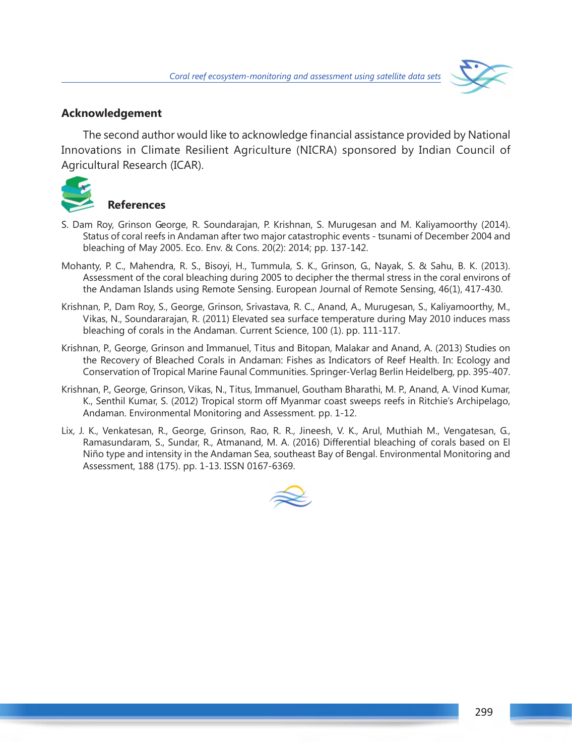## Acknowledgement

The second author would like to acknowledge financial assistance provided by National Innovations in Climate Resilient Agriculture (NICRA) sponsored by Indian Council of Agricultural Research (ICAR).

## References

S. Dam Roy, Grinson George, R. Soundarajan, P. Krishnan, S. Murugesan and M. Kaliyamoorthy (2014). Status of coral reefs in Andaman after two major catastrophic events - tsunami of December 2004 and bleaching of May 2005. Eco. Env. & Cons. 20(2): 2014; pp. 137-142.

Mohanty, P. C., Mahendra, R. S., Bisoyi, H., Tummula, S. K., Grinson, G., Nayak, S. & Sahu, B. K. (2013). Assessment of the coral bleaching during 2005 to decipher the thermal stress in the coral environs of the Andaman Islands using Remote Sensing. European Journal of Remote Sensing, 46(1), 417-430.

Krishnan, P., Dam Roy, S., George, Grinson, Srivastava, R. C., Anand, A., Murugesan, S., Kaliyamoorthy, M., Vikas, N., Soundararajan, R. (2011) Elevated sea surface temperature during May 2010 induces mass bleaching of corals in the Andaman. Current Science, 100 (1). pp. 111-117.

Krishnan, P., George, Grinson and Immanuel, Titus and Bitopan, Malakar and Anand, A. (2013) Studies on the Recovery of Bleached Corals in Andaman: Fishes as Indicators of Reef Health. In: Ecology and Conservation of Tropical Marine Faunal Communities. Springer-Verlag Berlin Heidelberg, pp. 395-407.

Krishnan, P., George, Grinson, Vikas, N., Titus, Immanuel, Goutham Bharathi, M. P., Anand, A. Vinod Kumar, K., Senthil Kumar, S. (2012) Tropical storm off Myanmar coast sweeps reefs in Ritchie's Archipelago, Andaman. Environmental Monitoring and Assessment. pp. 1-12.

Lix, J. K., Venkatesan, R., George, Grinson, Rao, R. R., Jineesh, V. K., Arul, Muthiah M., Vengatesan, G., Ramasundaram, S., Sundar, R., Atmanand, M. A. (2016) Differential bleaching of corals based on El Niño type and intensity in the Andaman Sea, southeast Bay of Bengal. Environmental Monitoring and Assessment, 188 (175). pp. 1-13. ISSN 0167-6369.